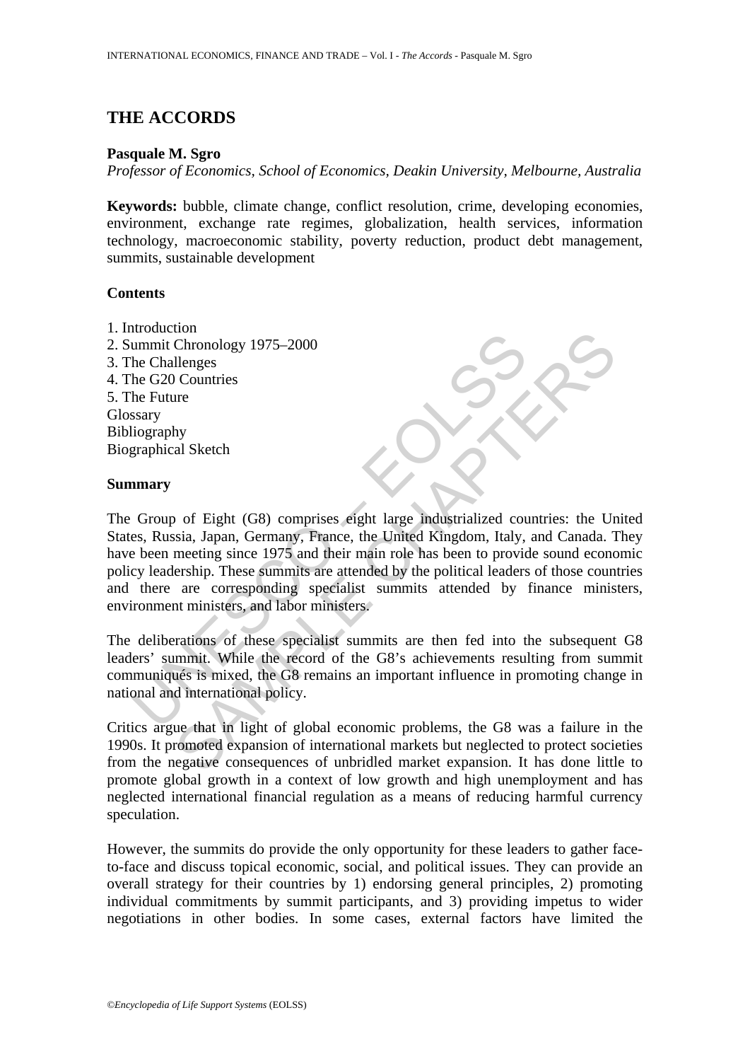# THE ACCORDS

**Pasquale M. Sgro**

*Professor of Economics, School of Economics, Deakin University, Melbourne, Australia*

**Keywords:** bubble, climate change, conflict resolution, crime, developing economies, environment, exchange rate regimes, globalization, health services, information technology, macroeconomic stability, poverty reduction, product debt management, summits, sustainable development

## Contents

1. Introduction
2. Summit Chronology 1975–2000
3. The Challenges
4. The G20 Countries
5. The Future

Glossary
Bibliography
Biographical Sketch

## Summary

The Group of Eight (G8) comprises eight large industrialized countries: the United States, Russia, Japan, Germany, France, the United Kingdom, Italy, and Canada. They have been meeting since 1975 and their main role has been to provide sound economic policy leadership. These summits are attended by the political leaders of those countries and there are corresponding specialist summits attended by finance ministers, environment ministers, and labor ministers.

The deliberations of these specialist summits are then fed into the subsequent G8 leaders' summit. While the record of the G8's achievements resulting from summit communiqués is mixed, the G8 remains an important influence in promoting change in national and international policy.

Critics argue that in light of global economic problems, the G8 was a failure in the 1990s. It promoted expansion of international markets but neglected to protect societies from the negative consequences of unbridled market expansion. It has done little to promote global growth in a context of low growth and high unemployment and has neglected international financial regulation as a means of reducing harmful currency speculation.

However, the summits do provide the only opportunity for these leaders to gather face-to-face and discuss topical economic, social, and political issues. They can provide an overall strategy for their countries by 1) endorsing general principles, 2) promoting individual commitments by summit participants, and 3) providing impetus to wider negotiations in other bodies. In some cases, external factors have limited the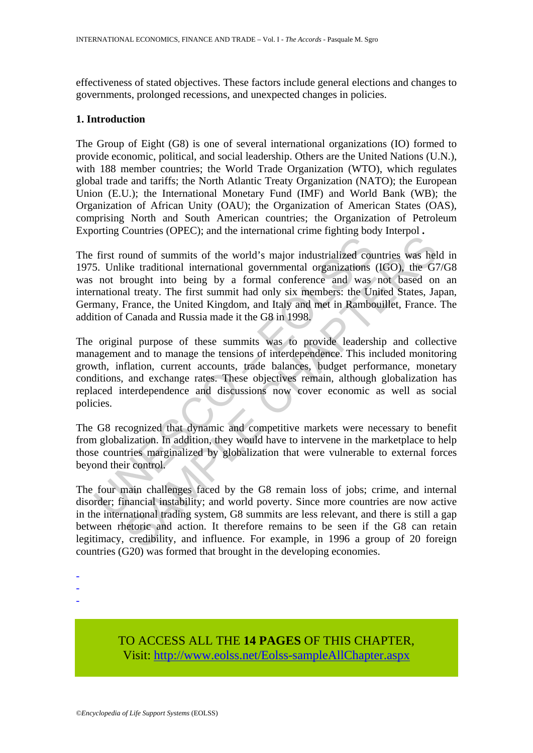effectiveness of stated objectives. These factors include general elections and changes to governments, prolonged recessions, and unexpected changes in policies.

## 1. Introduction

The Group of Eight (G8) is one of several international organizations (IO) formed to provide economic, political, and social leadership. Others are the United Nations (U.N.), with 188 member countries; the World Trade Organization (WTO), which regulates global trade and tariffs; the North Atlantic Treaty Organization (NATO); the European Union (E.U.); the International Monetary Fund (IMF) and World Bank (WB); the Organization of African Unity (OAU); the Organization of American States (OAS), comprising North and South American countries; the Organization of Petroleum Exporting Countries (OPEC); and the international crime fighting body Interpol **.**

The first round of summits of the world's major industrialized countries was held in 1975. Unlike traditional international governmental organizations (IGO), the G7/G8 was not brought into being by a formal conference and was not based on an international treaty. The first summit had only six members: the United States, Japan, Germany, France, the United Kingdom, and Italy and met in Rambouillet, France. The addition of Canada and Russia made it the G8 in 1998.

The original purpose of these summits was to provide leadership and collective management and to manage the tensions of interdependence. This included monitoring growth, inflation, current accounts, trade balances, budget performance, monetary conditions, and exchange rates. These objectives remain, although globalization has replaced interdependence and discussions now cover economic as well as social policies.

The G8 recognized that dynamic and competitive markets were necessary to benefit from globalization. In addition, they would have to intervene in the marketplace to help those countries marginalized by globalization that were vulnerable to external forces beyond their control.

The four main challenges faced by the G8 remain loss of jobs; crime, and internal disorder; financial instability; and world poverty. Since more countries are now active in the international trading system, G8 summits are less relevant, and there is still a gap between rhetoric and action. It therefore remains to be seen if the G8 can retain legitimacy, credibility, and influence. For example, in 1996 a group of 20 foreign countries (G20) was formed that brought in the developing economies.

-
-
-

TO ACCESS ALL THE **14 PAGES** OF THIS CHAPTER,
Visit: http://www.eolss.net/Eolss-sampleAllChapter.aspx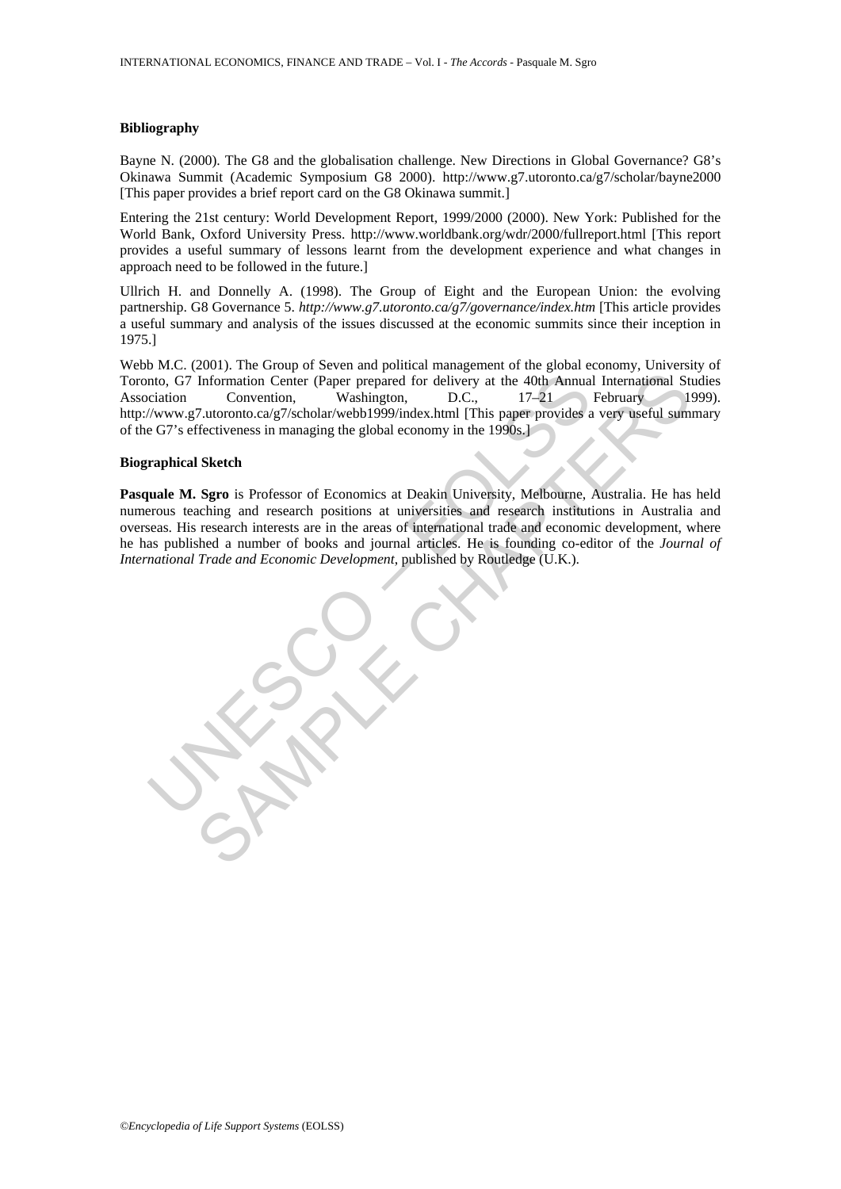### Bibliography

Bayne N. (2000). The G8 and the globalisation challenge. New Directions in Global Governance? G8's Okinawa Summit (Academic Symposium G8 2000). http://www.g7.utoronto.ca/g7/scholar/bayne2000 [This paper provides a brief report card on the G8 Okinawa summit.]

Entering the 21st century: World Development Report, 1999/2000 (2000). New York: Published for the World Bank, Oxford University Press. http://www.worldbank.org/wdr/2000/fullreport.html [This report provides a useful summary of lessons learnt from the development experience and what changes in approach need to be followed in the future.]

Ullrich H. and Donnelly A. (1998). The Group of Eight and the European Union: the evolving partnership. G8 Governance 5. *http://www.g7.utoronto.ca/g7/governance/index.htm* [This article provides a useful summary and analysis of the issues discussed at the economic summits since their inception in 1975.]

Webb M.C. (2001). The Group of Seven and political management of the global economy, University of Toronto, G7 Information Center (Paper prepared for delivery at the 40th Annual International Studies Association Convention, Washington, D.C., 17–21 February 1999). http://www.g7.utoronto.ca/g7/scholar/webb1999/index.html [This paper provides a very useful summary of the G7's effectiveness in managing the global economy in the 1990s.]

### Biographical Sketch

**Pasquale M. Sgro** is Professor of Economics at Deakin University, Melbourne, Australia. He has held numerous teaching and research positions at universities and research institutions in Australia and overseas. His research interests are in the areas of international trade and economic development, where he has published a number of books and journal articles. He is founding co-editor of the *Journal of International Trade and Economic Development*, published by Routledge (U.K.).